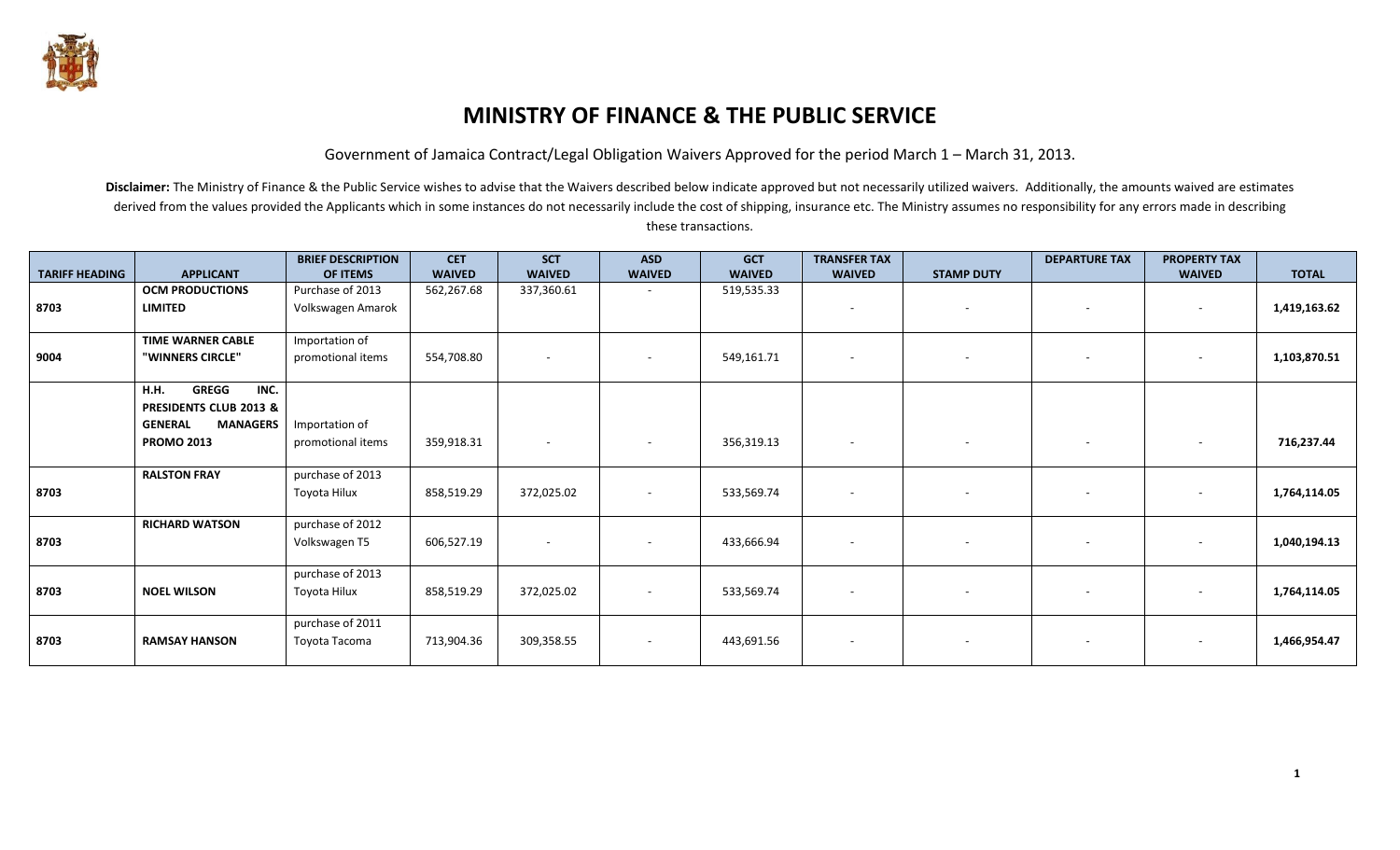# MINISTRY OF FINANCE & THE PUBLIC SERVICE

Government of Jamaica Contract/Legal Obligation Waivers Approved for the period March 1 – March 31, 2013.

**Disclaimer:** The Ministry of Finance & the Public Service wishes to advise that the Waivers described below indicate approved but not necessarily utilized waivers. Additionally, the amounts waived are estimates derived from the values provided the Applicants which in some instances do not necessarily include the cost of shipping, insurance etc. The Ministry assumes no responsibility for any errors made in describing these transactions.

| TARIFF HEADING | APPLICANT | BRIEF DESCRIPTION OF ITEMS | CET WAIVED | SCT WAIVED | ASD WAIVED | GCT WAIVED | TRANSFER TAX WAIVED | STAMP DUTY | DEPARTURE TAX | PROPERTY TAX WAIVED | TOTAL |
|---|---|---|---|---|---|---|---|---|---|---|---|
| 8703 | **OCM PRODUCTIONS LIMITED** | Purchase of 2013 Volkswagen Amarok | 562,267.68 | 337,360.61 | - | 519,535.33 | - | - | - | - | **1,419,163.62** |
| 9004 | **TIME WARNER CABLE "WINNERS CIRCLE"** | Importation of promotional items | 554,708.80 | - | - | 549,161.71 | - | - | - | - | **1,103,870.51** |
| | **H.H. GREGG INC. PRESIDENTS CLUB 2013 & GENERAL MANAGERS PROMO 2013** | Importation of promotional items | 359,918.31 | - | - | 356,319.13 | - | - | - | - | **716,237.44** |
| 8703 | **RALSTON FRAY** | purchase of 2013 Toyota Hilux | 858,519.29 | 372,025.02 | - | 533,569.74 | - | - | - | - | **1,764,114.05** |
| 8703 | **RICHARD WATSON** | purchase of 2012 Volkswagen T5 | 606,527.19 | - | - | 433,666.94 | - | - | - | - | **1,040,194.13** |
| 8703 | **NOEL WILSON** | purchase of 2013 Toyota Hilux | 858,519.29 | 372,025.02 | - | 533,569.74 | - | - | - | - | **1,764,114.05** |
| 8703 | **RAMSAY HANSON** | purchase of 2011 Toyota Tacoma | 713,904.36 | 309,358.55 | - | 443,691.56 | - | - | - | - | **1,466,954.47** |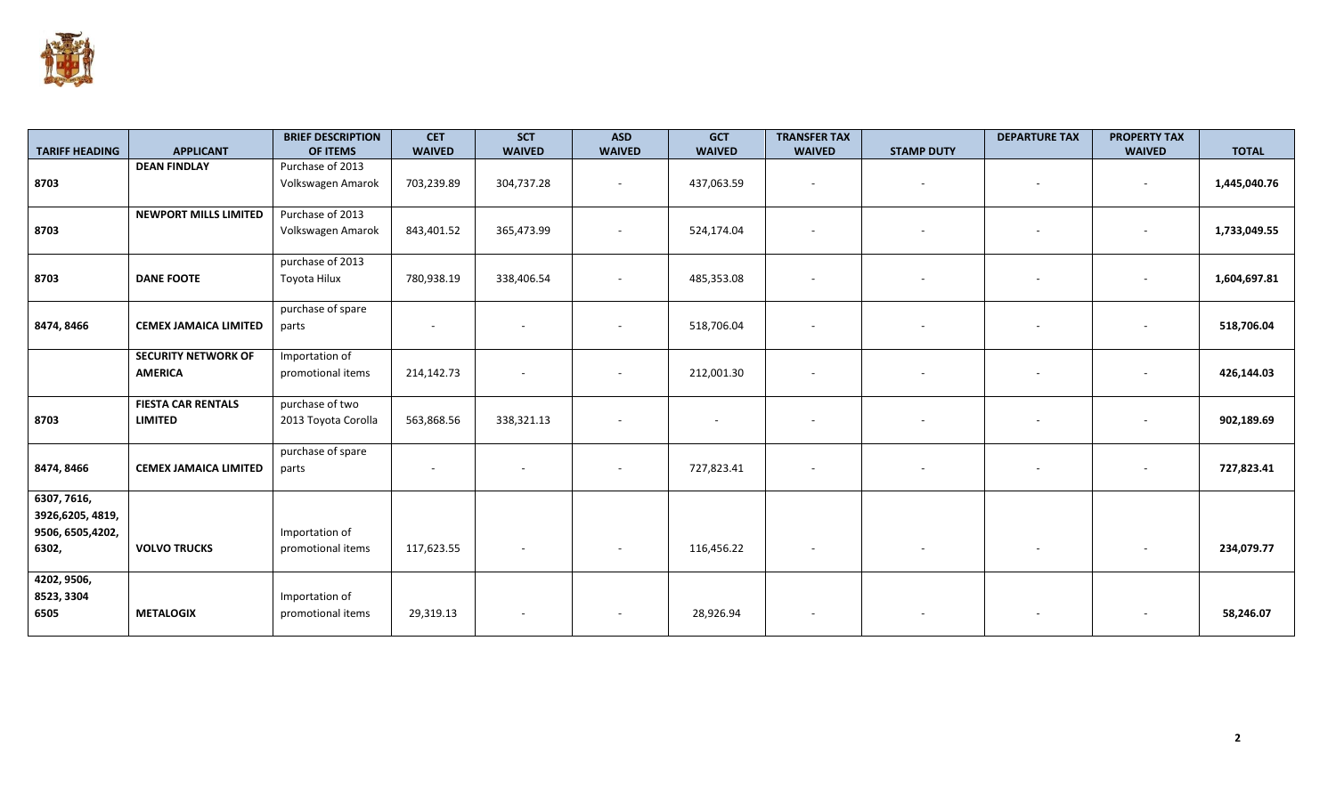| TARIFF HEADING | APPLICANT | BRIEF DESCRIPTION OF ITEMS | CET WAIVED | SCT WAIVED | ASD WAIVED | GCT WAIVED | TRANSFER TAX WAIVED | STAMP DUTY | DEPARTURE TAX | PROPERTY TAX WAIVED | TOTAL |
|---|---|---|---|---|---|---|---|---|---|---|---|
| 8703 | DEAN FINDLAY | Purchase of 2013 Volkswagen Amarok | 703,239.89 | 304,737.28 | - | 437,063.59 | - | - | - | - | 1,445,040.76 |
| 8703 | NEWPORT MILLS LIMITED | Purchase of 2013 Volkswagen Amarok | 843,401.52 | 365,473.99 | - | 524,174.04 | - | - | - | - | 1,733,049.55 |
| 8703 | DANE FOOTE | purchase of 2013 Toyota Hilux | 780,938.19 | 338,406.54 | - | 485,353.08 | - | - | - | - | 1,604,697.81 |
| 8474, 8466 | CEMEX JAMAICA LIMITED | purchase of spare parts | - | - | - | 518,706.04 | - | - | - | - | 518,706.04 |
| | SECURITY NETWORK OF AMERICA | Importation of promotional items | 214,142.73 | - | - | 212,001.30 | - | - | - | - | 426,144.03 |
| 8703 | FIESTA CAR RENTALS LIMITED | purchase of two 2013 Toyota Corolla | 563,868.56 | 338,321.13 | - | - | - | - | - | - | 902,189.69 |
| 8474, 8466 | CEMEX JAMAICA LIMITED | purchase of spare parts | - | - | - | 727,823.41 | - | - | - | - | 727,823.41 |
| 6307, 7616, 3926,6205, 4819, 9506, 6505,4202, 6302, | VOLVO TRUCKS | Importation of promotional items | 117,623.55 | - | - | 116,456.22 | - | - | - | - | 234,079.77 |
| 4202, 9506, 8523, 3304 6505 | METALOGIX | Importation of promotional items | 29,319.13 | - | - | 28,926.94 | - | - | - | - | 58,246.07 |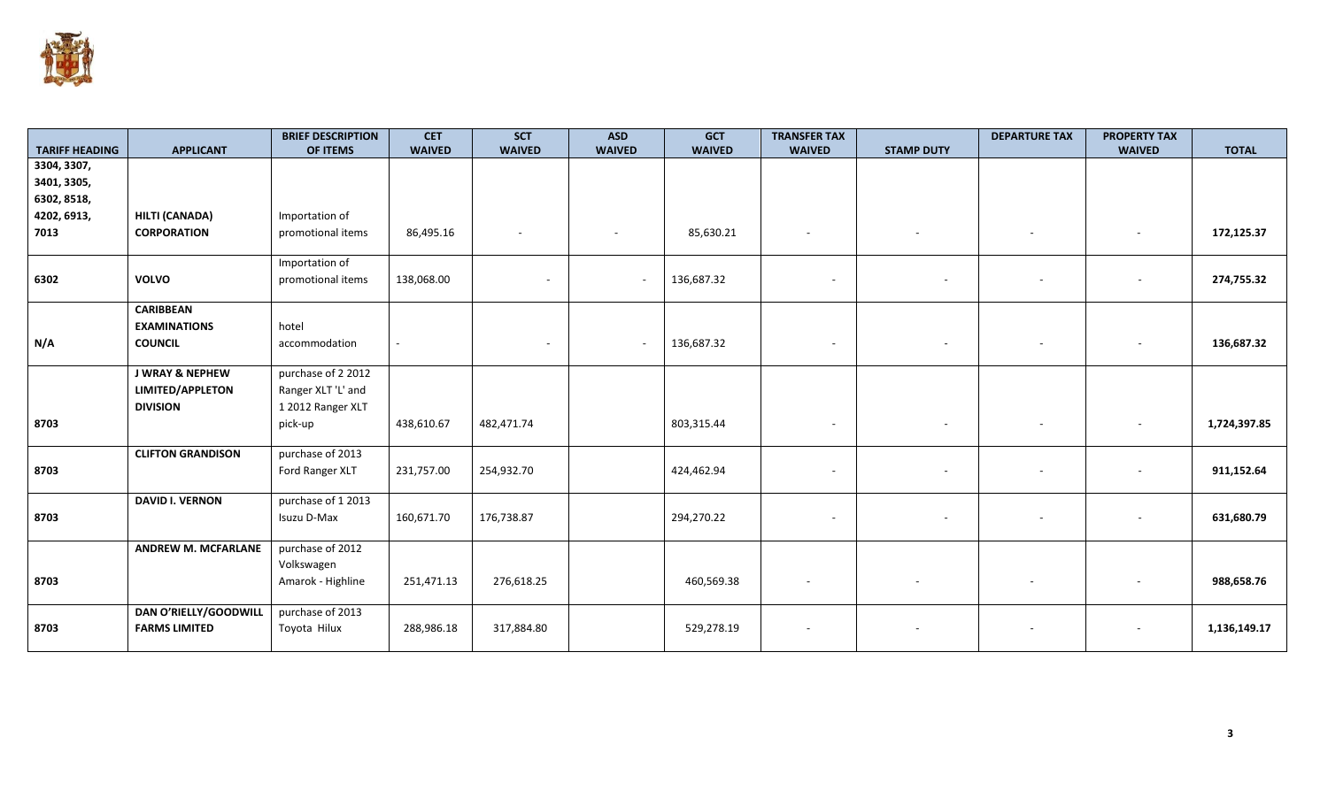| TARIFF HEADING | APPLICANT | BRIEF DESCRIPTION OF ITEMS | CET WAIVED | SCT WAIVED | ASD WAIVED | GCT WAIVED | TRANSFER TAX WAIVED | STAMP DUTY | DEPARTURE TAX | PROPERTY TAX WAIVED | TOTAL |
|---|---|---|---|---|---|---|---|---|---|---|---|
| 3304, 3307, 3401, 3305, 6302, 8518, 4202, 6913, 7013 | **HILTI (CANADA) CORPORATION** | Importation of promotional items | 86,495.16 | - | - | 85,630.21 | - | - | - | - | **172,125.37** |
| 6302 | **VOLVO** | Importation of promotional items | 138,068.00 | - | - | 136,687.32 | - | - | - | - | **274,755.32** |
| N/A | **CARIBBEAN EXAMINATIONS COUNCIL** | hotel accommodation | - | - | - | 136,687.32 | - | - | - | - | **136,687.32** |
| 8703 | **J WRAY & NEPHEW LIMITED/APPLETON DIVISION** | purchase of 2 2012 Ranger XLT 'L' and 1 2012 Ranger XLT pick-up | 438,610.67 | 482,471.74 | | 803,315.44 | - | - | - | - | **1,724,397.85** |
| 8703 | **CLIFTON GRANDISON** | purchase of 2013 Ford Ranger XLT | 231,757.00 | 254,932.70 | | 424,462.94 | - | - | - | - | **911,152.64** |
| 8703 | **DAVID I. VERNON** | purchase of 1 2013 Isuzu D-Max | 160,671.70 | 176,738.87 | | 294,270.22 | - | - | - | - | **631,680.79** |
| 8703 | **ANDREW M. MCFARLANE** | purchase of 2012 Volkswagen Amarok - Highline | 251,471.13 | 276,618.25 | | 460,569.38 | - | - | - | - | **988,658.76** |
| 8703 | **DAN O'RIELLY/GOODWILL FARMS LIMITED** | purchase of 2013 Toyota Hilux | 288,986.18 | 317,884.80 | | 529,278.19 | - | - | - | - | **1,136,149.17** |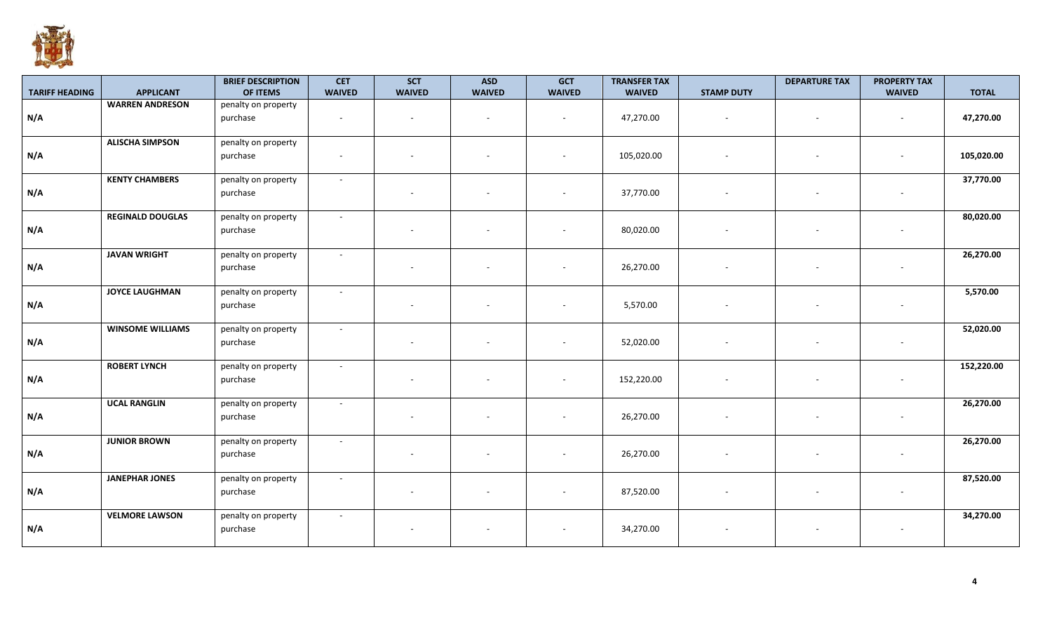| TARIFF HEADING | APPLICANT | BRIEF DESCRIPTION OF ITEMS | CET WAIVED | SCT WAIVED | ASD WAIVED | GCT WAIVED | TRANSFER TAX WAIVED | STAMP DUTY | DEPARTURE TAX | PROPERTY TAX WAIVED | TOTAL |
|---|---|---|---|---|---|---|---|---|---|---|---|
| N/A | WARREN ANDRESON | penalty on property purchase | - | - | - | - | 47,270.00 | - | - | - | 47,270.00 |
| N/A | ALISCHA SIMPSON | penalty on property purchase | - | - | - | - | 105,020.00 | - | - | - | 105,020.00 |
| N/A | KENTY CHAMBERS | penalty on property purchase | - | - | - | - | 37,770.00 | - | - | - | 37,770.00 |
| N/A | REGINALD DOUGLAS | penalty on property purchase | - | - | - | - | 80,020.00 | - | - | - | 80,020.00 |
| N/A | JAVAN WRIGHT | penalty on property purchase | - | - | - | - | 26,270.00 | - | - | - | 26,270.00 |
| N/A | JOYCE LAUGHMAN | penalty on property purchase | - | - | - | - | 5,570.00 | - | - | - | 5,570.00 |
| N/A | WINSOME WILLIAMS | penalty on property purchase | - | - | - | - | 52,020.00 | - | - | - | 52,020.00 |
| N/A | ROBERT LYNCH | penalty on property purchase | - | - | - | - | 152,220.00 | - | - | - | 152,220.00 |
| N/A | UCAL RANGLIN | penalty on property purchase | - | - | - | - | 26,270.00 | - | - | - | 26,270.00 |
| N/A | JUNIOR BROWN | penalty on property purchase | - | - | - | - | 26,270.00 | - | - | - | 26,270.00 |
| N/A | JANEPHAR JONES | penalty on property purchase | - | - | - | - | 87,520.00 | - | - | - | 87,520.00 |
| N/A | VELMORE LAWSON | penalty on property purchase | - | - | - | - | 34,270.00 | - | - | - | 34,270.00 |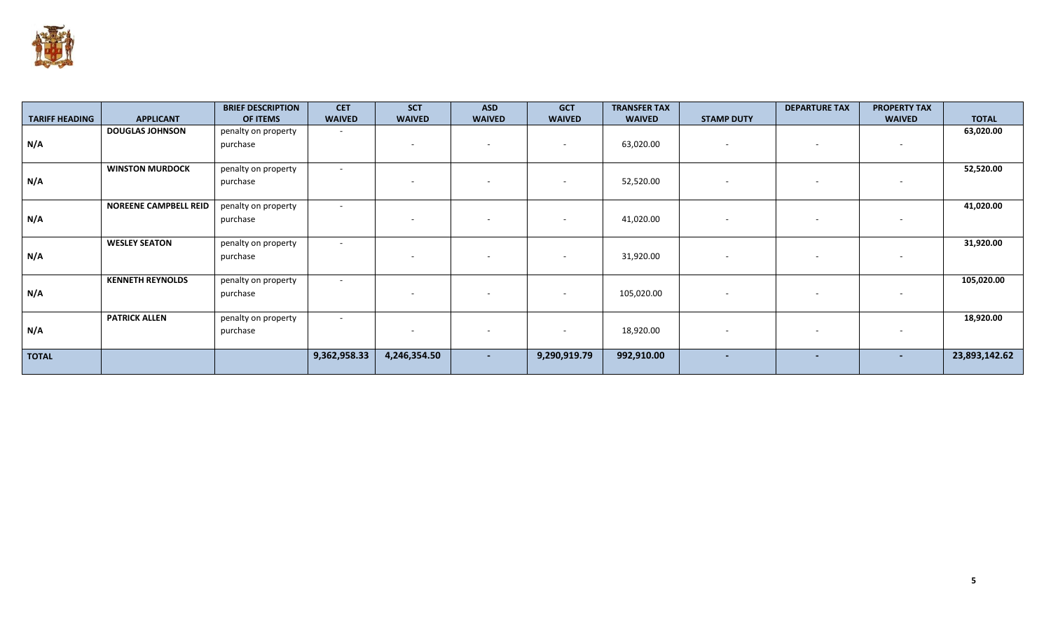| TARIFF HEADING | APPLICANT | BRIEF DESCRIPTION OF ITEMS | CET WAIVED | SCT WAIVED | ASD WAIVED | GCT WAIVED | TRANSFER TAX WAIVED | STAMP DUTY | DEPARTURE TAX | PROPERTY TAX WAIVED | TOTAL |
|---|---|---|---|---|---|---|---|---|---|---|---|
| N/A | **DOUGLAS JOHNSON** | penalty on property purchase | - | - | - | - | 63,020.00 | - | - | - | **63,020.00** |
| N/A | **WINSTON MURDOCK** | penalty on property purchase | - | - | - | - | 52,520.00 | - | - | - | **52,520.00** |
| N/A | **NOREENE CAMPBELL REID** | penalty on property purchase | - | - | - | - | 41,020.00 | - | - | - | **41,020.00** |
| N/A | **WESLEY SEATON** | penalty on property purchase | - | - | - | - | 31,920.00 | - | - | - | **31,920.00** |
| N/A | **KENNETH REYNOLDS** | penalty on property purchase | - | - | - | - | 105,020.00 | - | - | - | **105,020.00** |
| N/A | **PATRICK ALLEN** | penalty on property purchase | - | - | - | - | 18,920.00 | - | - | - | **18,920.00** |
| **TOTAL** | | | **9,362,958.33** | **4,246,354.50** | **-** | **9,290,919.79** | **992,910.00** | **-** | **-** | **-** | **23,893,142.62** |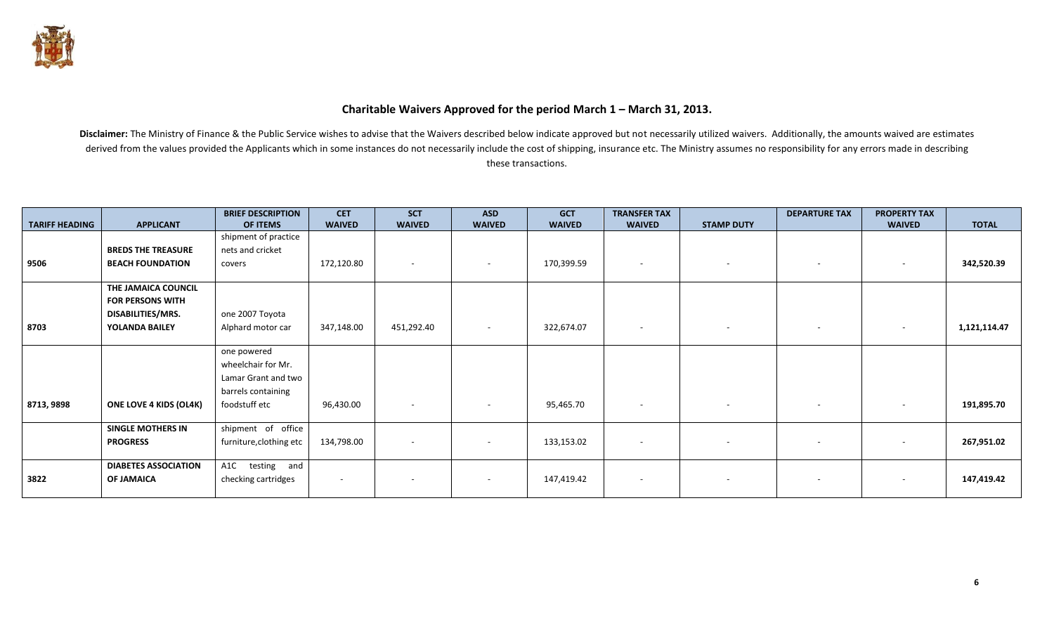## Charitable Waivers Approved for the period March 1 – March 31, 2013.

**Disclaimer:** The Ministry of Finance & the Public Service wishes to advise that the Waivers described below indicate approved but not necessarily utilized waivers. Additionally, the amounts waived are estimates derived from the values provided the Applicants which in some instances do not necessarily include the cost of shipping, insurance etc. The Ministry assumes no responsibility for any errors made in describing these transactions.

| TARIFF HEADING | APPLICANT | BRIEF DESCRIPTION OF ITEMS | CET WAIVED | SCT WAIVED | ASD WAIVED | GCT WAIVED | TRANSFER TAX WAIVED | STAMP DUTY | DEPARTURE TAX | PROPERTY TAX WAIVED | TOTAL |
|---|---|---|---|---|---|---|---|---|---|---|---|
| 9506 | **BREDS THE TREASURE BEACH FOUNDATION** | shipment of practice nets and cricket covers | 172,120.80 | - | - | 170,399.59 | - | - | - | - | **342,520.39** |
| 8703 | **THE JAMAICA COUNCIL FOR PERSONS WITH DISABILITIES/MRS. YOLANDA BAILEY** | one 2007 Toyota Alphard motor car | 347,148.00 | 451,292.40 | - | 322,674.07 | - | - | - | - | **1,121,114.47** |
| 8713, 9898 | **ONE LOVE 4 KIDS (OL4K)** | one powered wheelchair for Mr. Lamar Grant and two barrels containing foodstuff etc | 96,430.00 | - | - | 95,465.70 | - | - | - | - | **191,895.70** |
| | **SINGLE MOTHERS IN PROGRESS** | shipment of office furniture,clothing etc | 134,798.00 | - | - | 133,153.02 | - | - | - | - | **267,951.02** |
| 3822 | **DIABETES ASSOCIATION OF JAMAICA** | A1C testing and checking cartridges | - | - | - | 147,419.42 | - | - | - | - | **147,419.42** |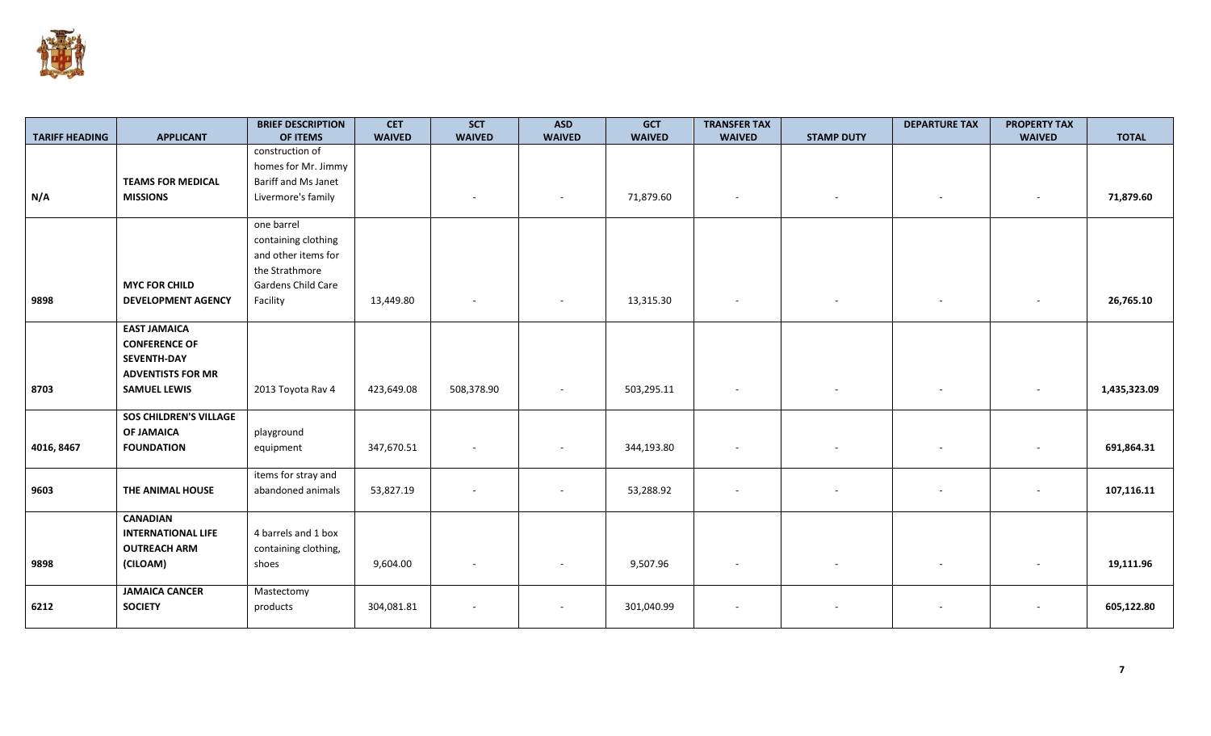| TARIFF HEADING | APPLICANT | BRIEF DESCRIPTION OF ITEMS | CET WAIVED | SCT WAIVED | ASD WAIVED | GCT WAIVED | TRANSFER TAX WAIVED | STAMP DUTY | DEPARTURE TAX | PROPERTY TAX WAIVED | TOTAL |
|---|---|---|---|---|---|---|---|---|---|---|---|
| N/A | **TEAMS FOR MEDICAL MISSIONS** | construction of homes for Mr. Jimmy Bariff and Ms Janet Livermore's family | | - | - | 71,879.60 | - | - | - | - | **71,879.60** |
| 9898 | **MYC FOR CHILD DEVELOPMENT AGENCY** | one barrel containing clothing and other items for the Strathmore Gardens Child Care Facility | 13,449.80 | - | - | 13,315.30 | - | - | - | - | **26,765.10** |
| 8703 | **EAST JAMAICA CONFERENCE OF SEVENTH-DAY ADVENTISTS FOR MR SAMUEL LEWIS** | 2013 Toyota Rav 4 | 423,649.08 | 508,378.90 | - | 503,295.11 | - | - | - | - | **1,435,323.09** |
| 4016, 8467 | **SOS CHILDREN'S VILLAGE OF JAMAICA FOUNDATION** | playground equipment | 347,670.51 | - | - | 344,193.80 | - | - | - | - | **691,864.31** |
| 9603 | **THE ANIMAL HOUSE** | items for stray and abandoned animals | 53,827.19 | - | - | 53,288.92 | - | - | - | - | **107,116.11** |
| 9898 | **CANADIAN INTERNATIONAL LIFE OUTREACH ARM (CILOAM)** | 4 barrels and 1 box containing clothing, shoes | 9,604.00 | - | - | 9,507.96 | - | - | - | - | **19,111.96** |
| 6212 | **JAMAICA CANCER SOCIETY** | Mastectomy products | 304,081.81 | - | - | 301,040.99 | - | - | - | - | **605,122.80** |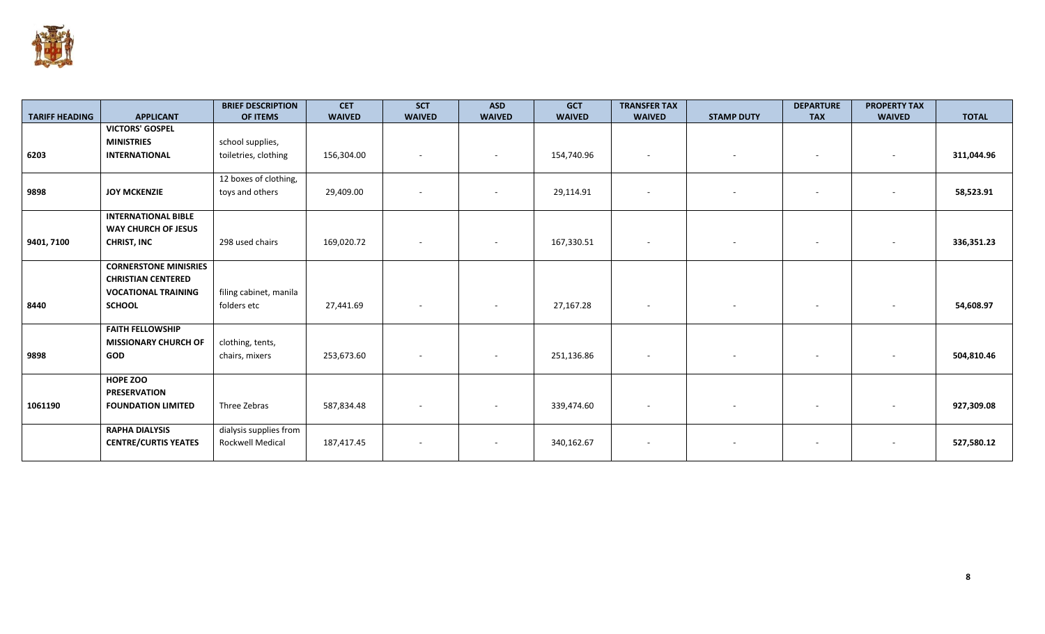| TARIFF HEADING | APPLICANT | BRIEF DESCRIPTION OF ITEMS | CET WAIVED | SCT WAIVED | ASD WAIVED | GCT WAIVED | TRANSFER TAX WAIVED | STAMP DUTY | DEPARTURE TAX | PROPERTY TAX WAIVED | TOTAL |
|---|---|---|---|---|---|---|---|---|---|---|---|
| 6203 | **VICTORS' GOSPEL MINISTRIES INTERNATIONAL** | school supplies, toiletries, clothing | 156,304.00 | - | - | 154,740.96 | - | - | - | - | **311,044.96** |
| 9898 | **JOY MCKENZIE** | 12 boxes of clothing, toys and others | 29,409.00 | - | - | 29,114.91 | - | - | - | - | **58,523.91** |
| 9401, 7100 | **INTERNATIONAL BIBLE WAY CHURCH OF JESUS CHRIST, INC** | 298 used chairs | 169,020.72 | - | - | 167,330.51 | - | - | - | - | **336,351.23** |
| 8440 | **CORNERSTONE MINISRIES CHRISTIAN CENTERED VOCATIONAL TRAINING SCHOOL** | filing cabinet, manila folders etc | 27,441.69 | - | - | 27,167.28 | - | - | - | - | **54,608.97** |
| 9898 | **FAITH FELLOWSHIP MISSIONARY CHURCH OF GOD** | clothing, tents, chairs, mixers | 253,673.60 | - | - | 251,136.86 | - | - | - | - | **504,810.46** |
| 1061190 | **HOPE ZOO PRESERVATION FOUNDATION LIMITED** | Three Zebras | 587,834.48 | - | - | 339,474.60 | - | - | - | - | **927,309.08** |
| | **RAPHA DIALYSIS CENTRE/CURTIS YEATES** | dialysis supplies from Rockwell Medical | 187,417.45 | - | - | 340,162.67 | - | - | - | - | **527,580.12** |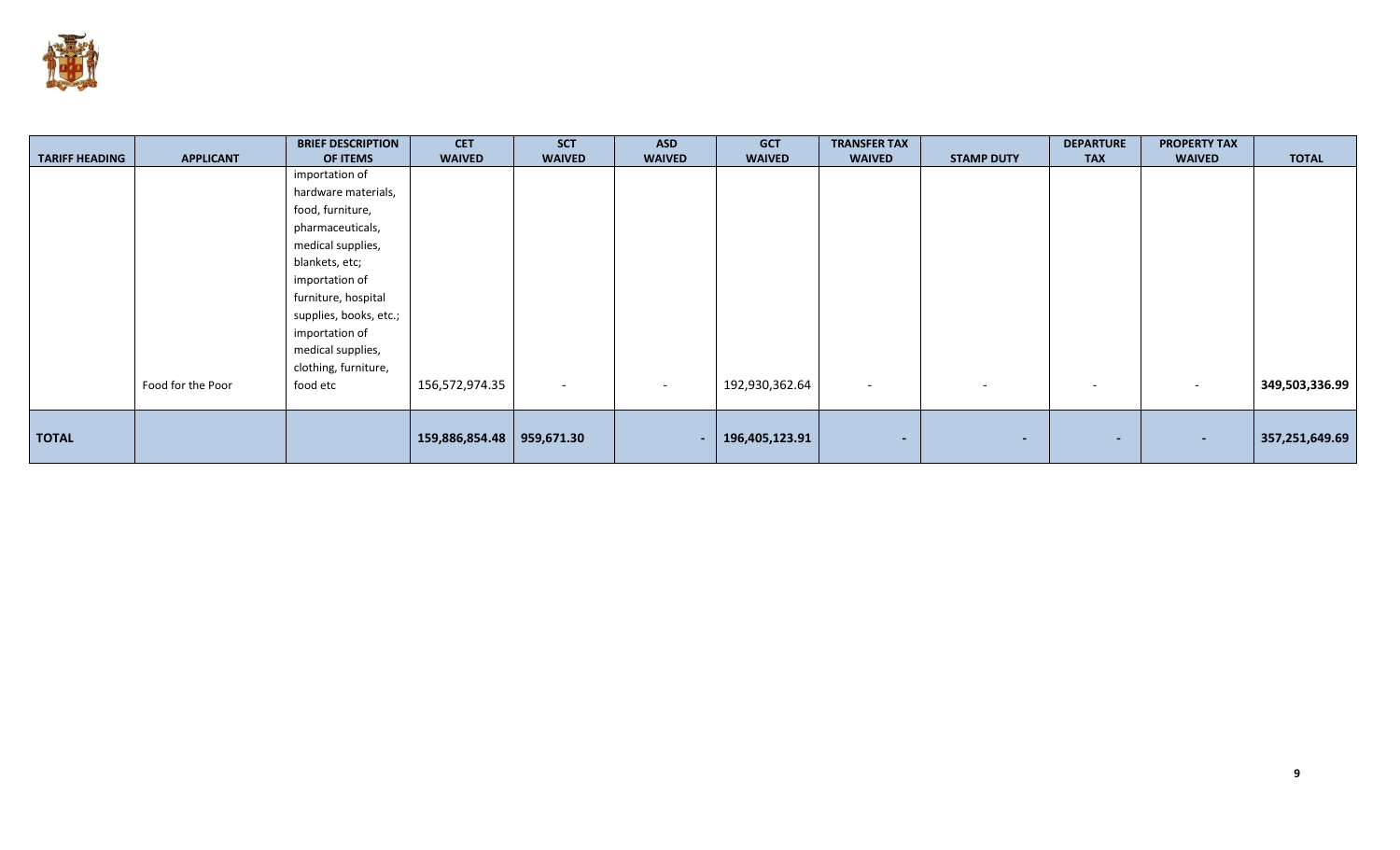| TARIFF HEADING | APPLICANT | BRIEF DESCRIPTION OF ITEMS | CET WAIVED | SCT WAIVED | ASD WAIVED | GCT WAIVED | TRANSFER TAX WAIVED | STAMP DUTY | DEPARTURE TAX | PROPERTY TAX WAIVED | TOTAL |
|---|---|---|---|---|---|---|---|---|---|---|---|
| | Food for the Poor | importation of hardware materials, food, furniture, pharmaceuticals, medical supplies, blankets, etc; importation of furniture, hospital supplies, books, etc.; importation of medical supplies, clothing, furniture, food etc | 156,572,974.35 | - | - | 192,930,362.64 | - | - | - | - | **349,503,336.99** |
| **TOTAL** | | | **159,886,854.48** | **959,671.30** | **-** | **196,405,123.91** | **-** | **-** | **-** | **-** | **357,251,649.69** |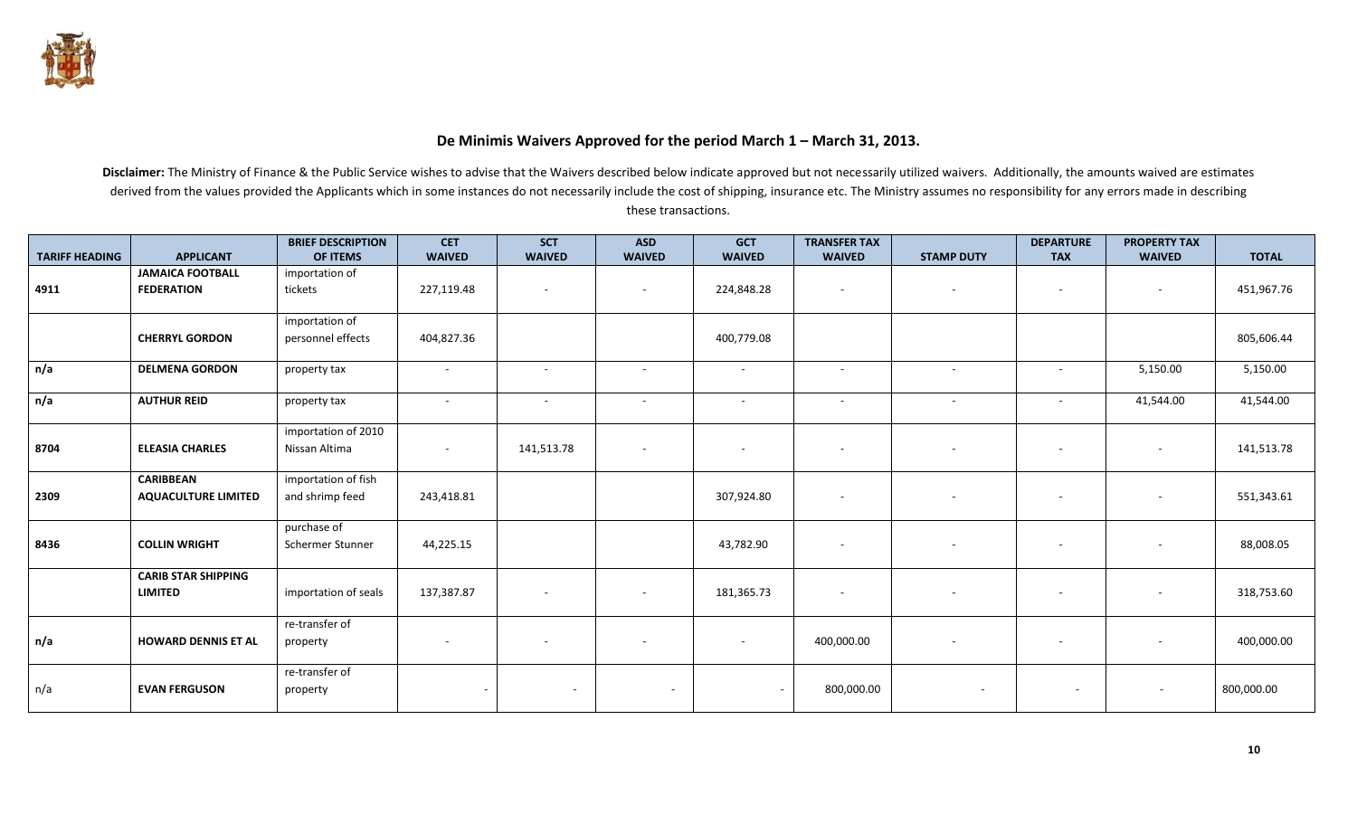## De Minimis Waivers Approved for the period March 1 – March 31, 2013.

**Disclaimer:** The Ministry of Finance & the Public Service wishes to advise that the Waivers described below indicate approved but not necessarily utilized waivers. Additionally, the amounts waived are estimates derived from the values provided the Applicants which in some instances do not necessarily include the cost of shipping, insurance etc. The Ministry assumes no responsibility for any errors made in describing these transactions.

| TARIFF HEADING | APPLICANT | BRIEF DESCRIPTION OF ITEMS | CET WAIVED | SCT WAIVED | ASD WAIVED | GCT WAIVED | TRANSFER TAX WAIVED | STAMP DUTY | DEPARTURE TAX | PROPERTY TAX WAIVED | TOTAL |
|---|---|---|---|---|---|---|---|---|---|---|---|
| 4911 | **JAMAICA FOOTBALL FEDERATION** | importation of tickets | 227,119.48 | - | - | 224,848.28 | - | - | - | - | 451,967.76 |
| | **CHERRYL GORDON** | importation of personnel effects | 404,827.36 | | | 400,779.08 | | | | | 805,606.44 |
| n/a | **DELMENA GORDON** | property tax | - | - | - | - | - | - | - | 5,150.00 | 5,150.00 |
| n/a | **AUTHUR REID** | property tax | - | - | - | - | - | - | - | 41,544.00 | 41,544.00 |
| 8704 | **ELEASIA CHARLES** | importation of 2010 Nissan Altima | - | 141,513.78 | - | - | - | - | - | - | 141,513.78 |
| 2309 | **CARIBBEAN AQUACULTURE LIMITED** | importation of fish and shrimp feed | 243,418.81 | | | 307,924.80 | - | - | - | - | 551,343.61 |
| 8436 | **COLLIN WRIGHT** | purchase of Schermer Stunner | 44,225.15 | | | 43,782.90 | - | - | - | - | 88,008.05 |
| | **CARIB STAR SHIPPING LIMITED** | importation of seals | 137,387.87 | - | - | 181,365.73 | - | - | - | - | 318,753.60 |
| n/a | **HOWARD DENNIS ET AL** | re-transfer of property | - | - | - | - | 400,000.00 | - | - | - | 400,000.00 |
| n/a | **EVAN FERGUSON** | re-transfer of property | - | - | - | - | 800,000.00 | - | - | - | 800,000.00 |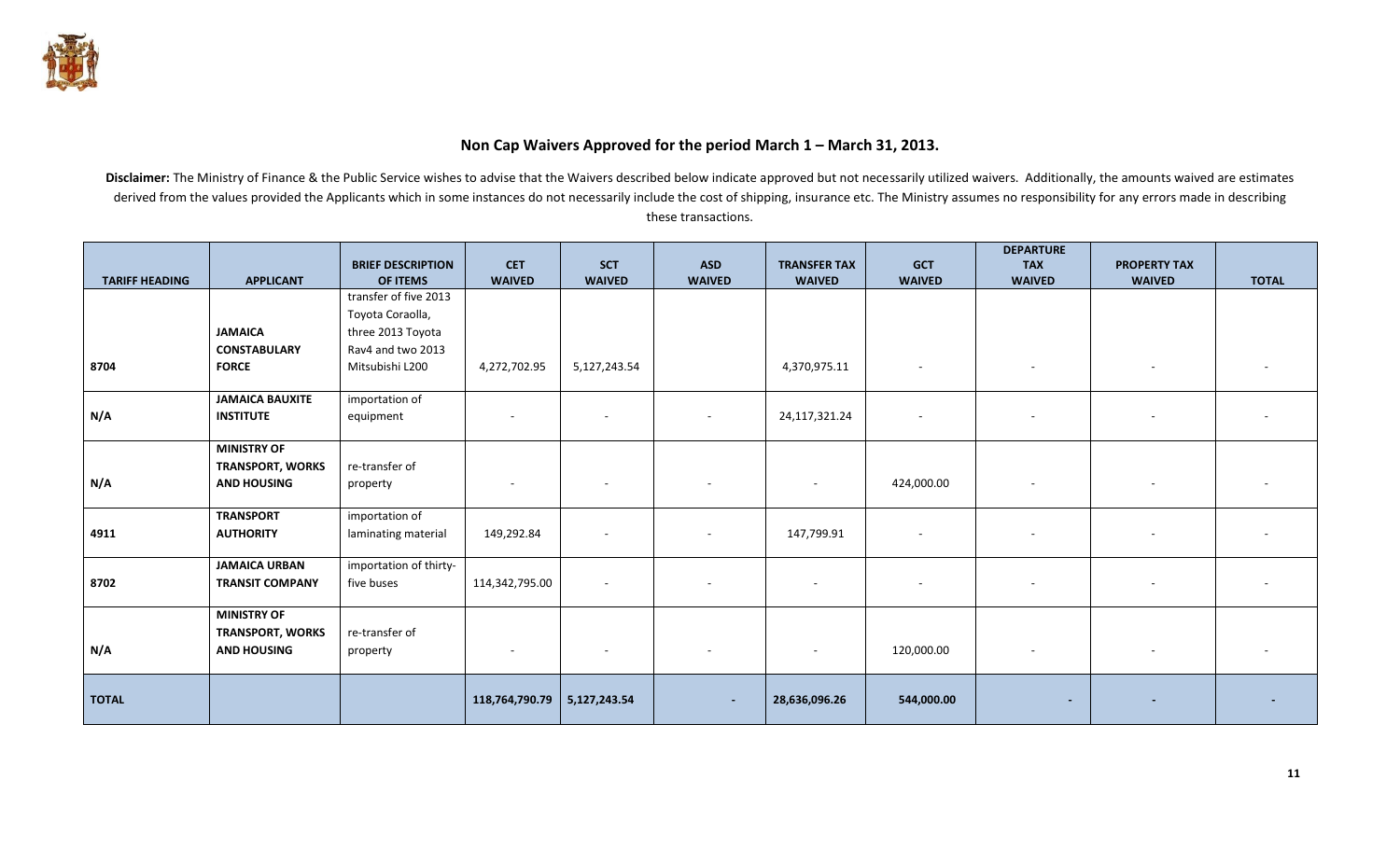## Non Cap Waivers Approved for the period March 1 – March 31, 2013.

**Disclaimer:** The Ministry of Finance & the Public Service wishes to advise that the Waivers described below indicate approved but not necessarily utilized waivers. Additionally, the amounts waived are estimates derived from the values provided the Applicants which in some instances do not necessarily include the cost of shipping, insurance etc. The Ministry assumes no responsibility for any errors made in describing these transactions.

| TARIFF HEADING | APPLICANT | BRIEF DESCRIPTION OF ITEMS | CET WAIVED | SCT WAIVED | ASD WAIVED | TRANSFER TAX WAIVED | GCT WAIVED | DEPARTURE TAX WAIVED | PROPERTY TAX WAIVED | TOTAL |
|---|---|---|---|---|---|---|---|---|---|---|
| 8704 | **JAMAICA CONSTABULARY FORCE** | transfer of five 2013 Toyota Coraolla, three 2013 Toyota Rav4 and two 2013 Mitsubishi L200 | 4,272,702.95 | 5,127,243.54 | | 4,370,975.11 | - | - | - | - |
| N/A | **JAMAICA BAUXITE INSTITUTE** | importation of equipment | - | - | - | 24,117,321.24 | - | - | - | - |
| N/A | **MINISTRY OF TRANSPORT, WORKS AND HOUSING** | re-transfer of property | - | - | - | - | 424,000.00 | - | - | - |
| 4911 | **TRANSPORT AUTHORITY** | importation of laminating material | 149,292.84 | - | - | 147,799.91 | - | - | - | - |
| 8702 | **JAMAICA URBAN TRANSIT COMPANY** | importation of thirty-five buses | 114,342,795.00 | - | - | - | - | - | - | - |
| N/A | **MINISTRY OF TRANSPORT, WORKS AND HOUSING** | re-transfer of property | - | - | - | - | 120,000.00 | - | - | - |
| **TOTAL** | | | **118,764,790.79** | **5,127,243.54** | **-** | **28,636,096.26** | **544,000.00** | **-** | **-** | **-** |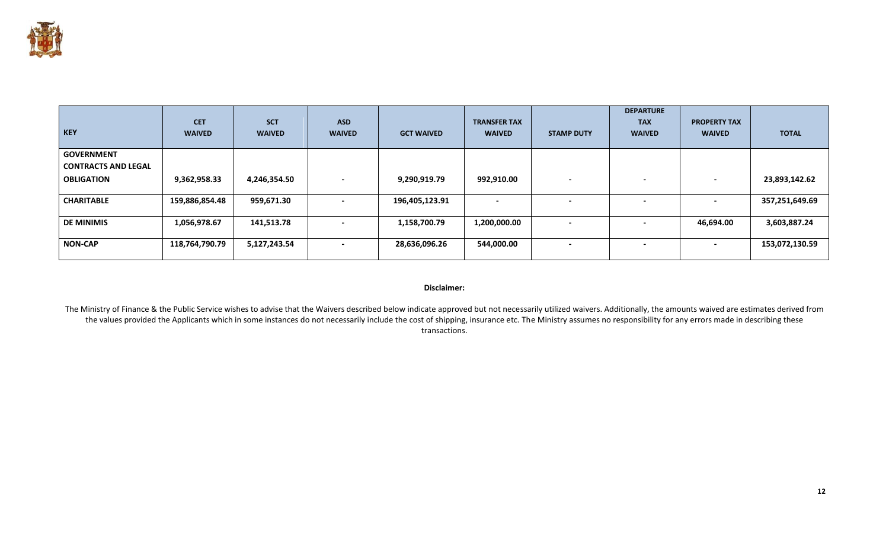| KEY | CET WAIVED | SCT WAIVED | ASD WAIVED | GCT WAIVED | TRANSFER TAX WAIVED | STAMP DUTY | DEPARTURE TAX WAIVED | PROPERTY TAX WAIVED | TOTAL |
|---|---|---|---|---|---|---|---|---|---|
| **GOVERNMENT CONTRACTS AND LEGAL OBLIGATION** | **9,362,958.33** | **4,246,354.50** | **-** | **9,290,919.79** | **992,910.00** | **-** | **-** | **-** | **23,893,142.62** |
| **CHARITABLE** | **159,886,854.48** | **959,671.30** | **-** | **196,405,123.91** | **-** | **-** | **-** | **-** | **357,251,649.69** |
| **DE MINIMIS** | **1,056,978.67** | **141,513.78** | **-** | **1,158,700.79** | **1,200,000.00** | **-** | **-** | **46,694.00** | **3,603,887.24** |
| **NON-CAP** | **118,764,790.79** | **5,127,243.54** | **-** | **28,636,096.26** | **544,000.00** | **-** | **-** | **-** | **153,072,130.59** |

**Disclaimer:**

The Ministry of Finance & the Public Service wishes to advise that the Waivers described below indicate approved but not necessarily utilized waivers. Additionally, the amounts waived are estimates derived from the values provided the Applicants which in some instances do not necessarily include the cost of shipping, insurance etc. The Ministry assumes no responsibility for any errors made in describing these transactions.